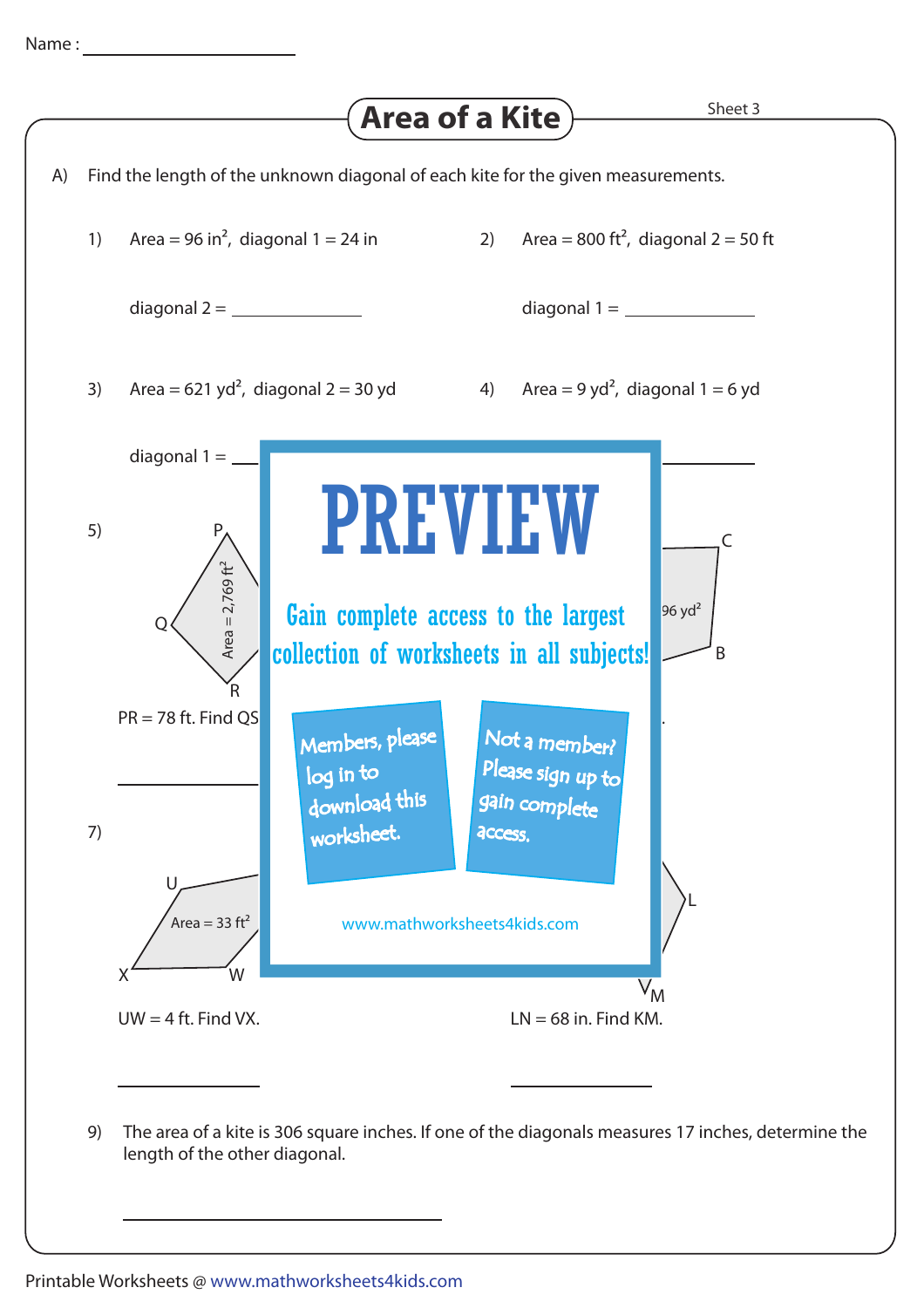Name : ____________________

# Area of a Kite

Sheet 3

A) Find the length of the unknown diagonal of each kite for the given measurements.

1) Area = 96 in$^2$, diagonal 1 = 24 in

diagonal 2 = ____________

2) Area = 800 ft$^2$, diagonal 2 = 50 ft

diagonal 1 = ____________

3) Area = 621 yd$^2$, diagonal 2 = 30 yd

diagonal 1 = ____________

4) Area = 9 yd$^2$, diagonal 1 = 6 yd

____________

5) P, Q, R — Area = 2,769 ft$^2$

PR = 78 ft. Find QS

____________

C, B — 96 yd$^2$

7) U, X, W — Area = 33 ft$^2$

UW = 4 ft. Find VX.

____________

L, M

LN = 68 in. Find KM.

____________

PREVIEW

Gain complete access to the largest collection of worksheets in all subjects!

Members, please log in to download this worksheet.

Not a member? Please sign up to gain complete access.

www.mathworksheets4kids.com

9) The area of a kite is 306 square inches. If one of the diagonals measures 17 inches, determine the length of the other diagonal.

____________

Printable Worksheets @ www.mathworksheets4kids.com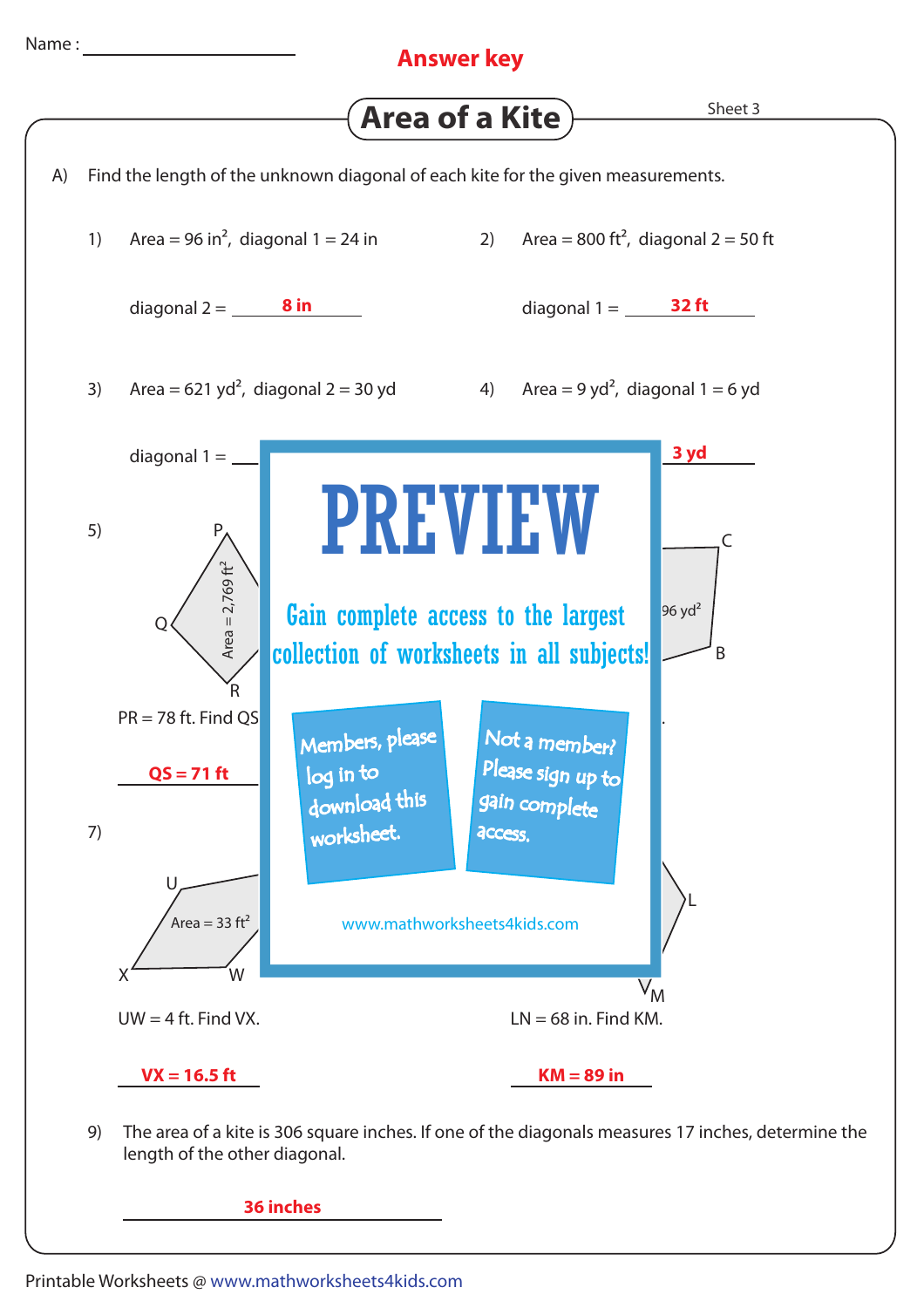Name : ______________________

**Answer key**

# Area of a Kite

Sheet 3

A) Find the length of the unknown diagonal of each kite for the given measurements.

1) Area = 96 $in^2$, diagonal 1 = 24 in

diagonal 2 = **8 in**

2) Area = 800 $ft^2$, diagonal 2 = 50 ft

diagonal 1 = **32 ft**

3) Area = 621 $yd^2$, diagonal 2 = 30 yd

diagonal 1 =

4) Area = 9 $yd^2$, diagonal 1 = 6 yd

**3 yd**

5)

P

Q

Area = 2,769 $ft^2$

R

C

96 $yd^2$

B

PR = 78 ft. Find QS

**QS = 71 ft**

PREVIEW

Gain complete access to the largest collection of worksheets in all subjects!

Members, please log in to download this worksheet.

Not a member? Please sign up to gain complete access.

www.mathworksheets4kids.com

7)

U

Area = 33 $ft^2$

X

W

L

M

UW = 4 ft. Find VX.

**VX = 16.5 ft**

LN = 68 in. Find KM.

**KM = 89 in**

9) The area of a kite is 306 square inches. If one of the diagonals measures 17 inches, determine the length of the other diagonal.

**36 inches**

Printable Worksheets @ www.mathworksheets4kids.com